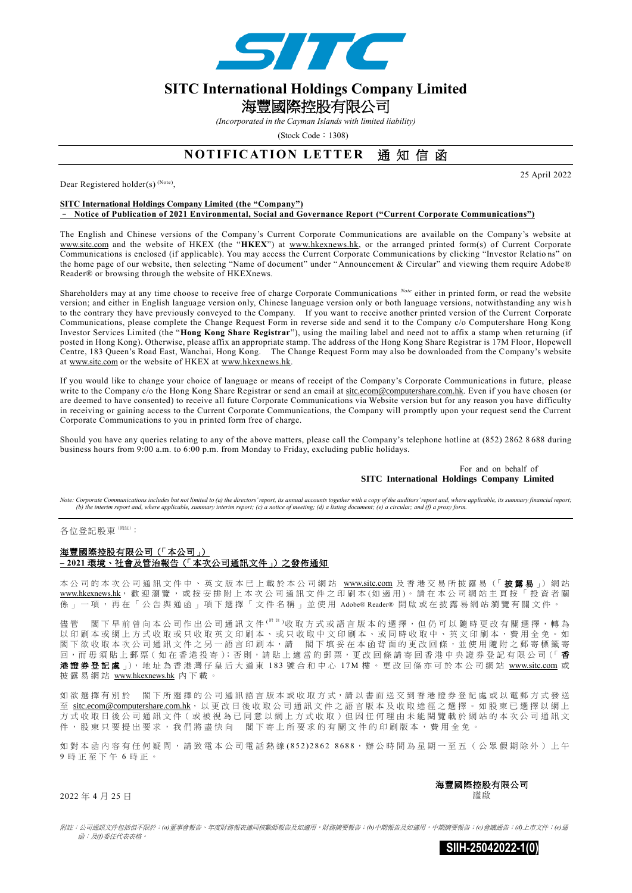# SITC International Holdings Company Limited

# 海豐國際控股有限公司

*(Incorporated in the Cayman Islands with limited liability)*

(Stock Code：1308)

## NOTIFICATION LETTER 通知信函

25 April 2022

Dear Registered holder(s) [(Note)],

**SITC International Holdings Company Limited (the "Company")**
**– Notice of Publication of 2021 Environmental, Social and Governance Report ("Current Corporate Communications")**

The English and Chinese versions of the Company's Current Corporate Communications are available on the Company's website at www.sitc.com and the website of HKEX (the "**HKEX**") at www.hkexnews.hk, or the arranged printed form(s) of Current Corporate Communications is enclosed (if applicable). You may access the Current Corporate Communications by clicking "Investor Relations" on the home page of our website, then selecting "Name of document" under "Announcement & Circular" and viewing them require Adobe® Reader® or browsing through the website of HKEXnews.

Shareholders may at any time choose to receive free of charge Corporate Communications [Note] either in printed form, or read the website version; and either in English language version only, Chinese language version only or both language versions, notwithstanding any wish to the contrary they have previously conveyed to the Company. If you want to receive another printed version of the Current Corporate Communications, please complete the Change Request Form in reverse side and send it to the Company c/o Computershare Hong Kong Investor Services Limited (the "**Hong Kong Share Registrar**"), using the mailing label and need not to affix a stamp when returning (if posted in Hong Kong). Otherwise, please affix an appropriate stamp. The address of the Hong Kong Share Registrar is 17M Floor, Hopewell Centre, 183 Queen's Road East, Wanchai, Hong Kong. The Change Request Form may also be downloaded from the Company's website at www.sitc.com or the website of HKEX at www.hkexnews.hk.

If you would like to change your choice of language or means of receipt of the Company's Corporate Communications in future, please write to the Company c/o the Hong Kong Share Registrar or send an email at sitc.ecom@computershare.com.hk. Even if you have chosen (or are deemed to have consented) to receive all future Corporate Communications via Website version but for any reason you have difficulty in receiving or gaining access to the Current Corporate Communications, the Company will promptly upon your request send the Current Corporate Communications to you in printed form free of charge.

Should you have any queries relating to any of the above matters, please call the Company's telephone hotline at (852) 2862 8688 during business hours from 9:00 a.m. to 6:00 p.m. from Monday to Friday, excluding public holidays.

For and on behalf of
**SITC International Holdings Company Limited**

*Note: Corporate Communications includes but not limited to (a) the directors' report, its annual accounts together with a copy of the auditors' report and, where applicable, its summary financial report; (b) the interim report and, where applicable, summary interim report; (c) a notice of meeting; (d) a listing document; (e) a circular; and (f) a proxy form.*

---

各位登記股東[(附註)]：

**海豐國際控股有限公司（「本公司」）**
**– 2021環境、社會及管治報告（「本次公司通訊文件」）之發佈通知**

本公司的本次公司通訊文件中、英文版本已上載於本公司網站 www.sitc.com 及香港交易所披露易（「**披露易**」）網站 www.hkexnews.hk，歡迎瀏覽，或按安排附上本次公司通訊文件之印刷本(如適用)。請在本公司網站主頁按「投資者關係」一項，再在「公告與通函」項下選擇「文件名稱」並使用 Adobe® Reader® 開啟或在披露易網站瀏覽有關文件。

儘管　閣下早前曾向本公司作出公司通訊文件[(附註)]收取方式或語言版本的選擇，但仍可以隨時更改有關選擇，轉為以印刷本或網上方式收取或只收取英文印刷本、或只收取中文印刷本、或同時收取中、英文印刷本，費用全免。如閣下欲收取本次公司通訊文件之另一語言印刷本，請　閣下填妥在本函背面的更改回條，並使用隨附之郵寄標籤寄回，而毋須貼上郵票（如在香港投寄）；否則，請貼上適當的郵票，更改回條請寄回香港中央證券登記有限公司（「**香港證券登記處**」），地址為香港灣仔皇后大道東183號合和中心17M樓。更改回條亦可於本公司網站 www.sitc.com 或披露易網站 www.hkexnews.hk 內下載。

如欲選擇有別於　閣下所選擇的公司通訊語言版本或收取方式，請以書面送交到香港證券登記處或以電郵方式發送至 sitc.ecom@computershare.com.hk，以更改日後收取公司通訊文件之語言版本及收取途徑之選擇。如股東已選擇以網上方式收取日後公司通訊文件（或被視為已同意以網上方式收取）但因任何理由未能閱覽載於網站的本次公司通訊文件，股東只要提出要求，我們將盡快向　閣下寄上所要求的有關文件的印刷版本，費用全免。

如對本函內容有任何疑問，請致電本公司電話熱線(852)2862 8688，辦公時間為星期一至五（公眾假期除外）上午9時正至下午6時正。

**海豐國際控股有限公司**
謹啟

2022年4月25日

*附註：公司通訊文件包括但不限於：(a)董事會報告、年度財務報表連同核數師報告及如適用，財務摘要報告；(b)中期報告及如適用，中期摘要報告；(c)會議通告；(d)上市文件；(e)通函；及(f)委任代表表格。*

SIIH-25042022-1(0)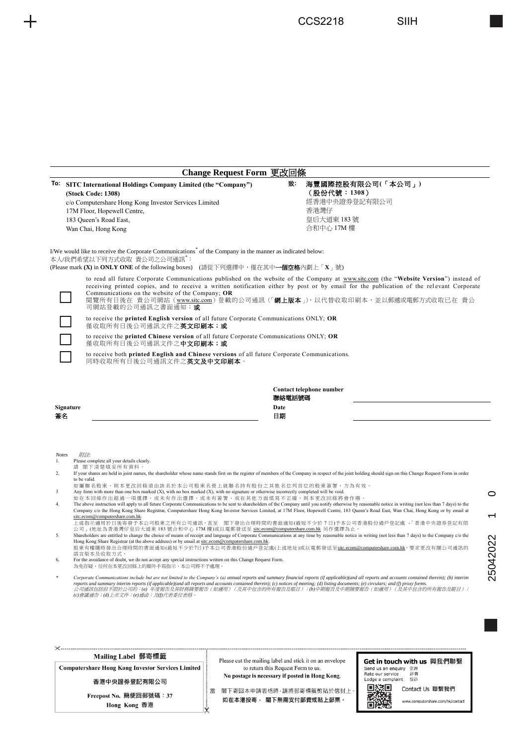CCS2218 SIIH

# Change Request Form 更改回條

**To: SITC International Holdings Company Limited (the "Company")**
**(Stock Code: 1308)**
c/o Computershare Hong Kong Investor Services Limited
17M Floor, Hopewell Centre,
183 Queen's Road East,
Wan Chai, Hong Kong

**致： 海豐國際控股有限公司(「本公司」)**
**（股份代號：1308）**
經香港中央證券登記有限公司
香港灣仔
皇后大道東 183 號
合和中心 17M 樓

I/We would like to receive the Corporate Communications* of the Company in the manner as indicated below:
本人/我們希望以下列方式收取 貴公司之公司通訊*：
(Please mark **(X)** in **ONLY ONE** of the following boxes) (請從下列選擇中，僅在其中**一個空格**內劃上「**X**」號)

☐ to read all future Corporate Communications published on the website of the Company at www.sitc.com (the "**Website Version**") instead of receiving printed copies, and to receive a written notification either by post or by email for the publication of the relevant Corporate Communications on the website of the Company; **OR**
閱覽所有日後在 貴公司網站（www.sitc.com）登載的公司通訊（「**網上版本**」)，以代替收取印刷本，並以郵遞或電郵方式收取已在 貴公司網站登載的公司通訊之書面通知；**或**

☐ to receive the **printed English version** of all future Corporate Communications ONLY; **OR**
僅收取所有日後公司通訊文件之**英文印刷本；或**

☐ to receive the **printed Chinese version** of all future Corporate Communications ONLY; **OR**
僅收取所有日後公司通訊文件之**中文印刷本；或**

☐ to receive both **printed English and Chinese versions** of all future Corporate Communications.
同時收取所有日後公司通訊文件之**英文及中文印刷本**。

**Contact telephone number 聯絡電話號碼** ____________________

**Signature 簽名** ____________________ **Date 日期** ____________________

*Notes 附註:*

1. Please complete all your details clearly.
請 閣下清楚填妥所有資料。
2. If your shares are held in joint names, the shareholder whose name stands first on the register of members of the Company in respect of the joint holding should sign on this Change Request Form in order to be valid.
如屬聯名股東，則本更改回條須由該名於本公司股東名冊上就聯名持有股份之其姓名位列首位的股東簽署，方為有效。
3. Any form with more than one box marked (X), with no box marked (X), with no signature or otherwise incorrectly completed will be void.
如在本回條作出超過一項選擇，或未有作出選擇，或未有簽署，或在其他方面填寫不正確，則本更改回條將會作廢。
4. The above instruction will apply to all future Corporate Communications to be sent to shareholders of the Company until you notify otherwise by reasonable notice in writing (not less than 7 days) to the Company c/o the Hong Kong Share Registrar, Computershare Hong Kong Investor Services Limited, at 17M Floor, Hopewell Centre, 183 Queen's Road East, Wan Chai, Hong Kong or by email at sitc.ecom@computershare.com.hk.
上述指示適用於日後寄發予本公司股東之所有公司通訊，直至 閣下發出合理時間的書面通知(最短不少於 7 日)予本公司香港股份過戶登記處 -「香港中央證券登記有限公司」(地址為香港灣仔皇后大道東 183 號合和中心 17M 樓)或以電郵發送至 sitc.ecom@computershare.com.hk 另作選擇為止。
5. Shareholders are entitled to change the choice of means of receipt and language of Corporate Communications at any time by reasonable notice in writing (not less than 7 days) to the Company c/o the Hong Kong Share Registrar (at the above address) or by email at sitc.ecom@computershare.com.hk.
股東有權隨時發出合理時間的書面通知(最短不少於7日)予本公司香港股份過戶登記處(上述地址)或以電郵發送至sitc.ecom@computershare.com.hk，要求更改有關公司通訊的語言版本及收取方式。
6. For the avoidance of doubt, we do not accept any special instructions written on this Change Request Form.
為免存疑，任何在本更改回條上的額外手寫指示，本公司將不予處理。

\* *Corporate Communications include but are not limited to the Company's (a) annual reports and summary financial reports (if applicable)(and all reports and accounts contained therein); (b) interim reports and summary interim reports (if applicable)(and all reports and accounts contained therein); (c) notices of meeting; (d) listing documents; (e) circulars; and (f) proxy forms.*
*公司通訊包括但不限於公司的：(a) 年度報告及其財務摘要報告（如適用）（及其中包含的所有報告及賬目）；(b)中期報告及中期摘要報告（如適用）（及其中包含的所有報告及賬目）；(c)會議通告；(d)上市文件；(e)通函；及(f)代表委任表格。*

25042022 1 0

---

**Mailing Label 郵寄標籤**

**Computershare Hong Kong Investor Services Limited**
**香港中央證券登記有限公司**
**Freepost No. 簡便回郵號碼：37**
**Hong Kong 香港**

Please cut the mailing label and stick it on an envelope to return this Request Form to us.
**No postage is necessary if posted in Hong Kong.**
當 閣下寄回本申請表格時，請將郵寄標籤剪貼於信封上。
**如在本港投寄， 閣下無需支付郵費或貼上郵票。**

**Get in touch with us 與我們聯繫**
Send us an enquiry 查詢
Rate our service 評賞
Lodge a complaint 投訴
Contact Us 聯繫我們
www.computershare.com/hk/contact